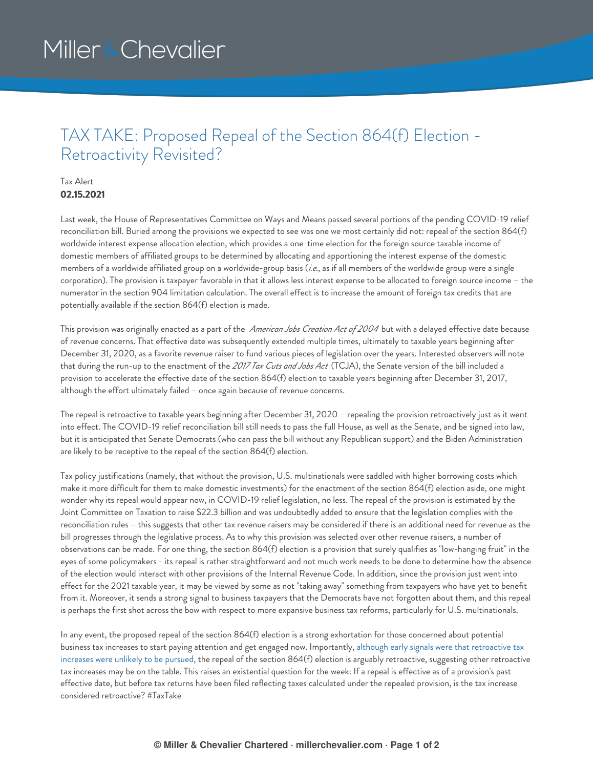Miller & Chevalier

# TAX TAKE: Proposed Repeal of the Section 864(f) Election - Retroactivity Revisited?

Tax Alert
**02.15.2021**

Last week, the House of Representatives Committee on Ways and Means passed several portions of the pending COVID-19 relief reconciliation bill. Buried among the provisions we expected to see was one we most certainly did not: repeal of the section 864(f) worldwide interest expense allocation election, which provides a one-time election for the foreign source taxable income of domestic members of affiliated groups to be determined by allocating and apportioning the interest expense of the domestic members of a worldwide affiliated group on a worldwide-group basis (*i.e.*, as if all members of the worldwide group were a single corporation). The provision is taxpayer favorable in that it allows less interest expense to be allocated to foreign source income – the numerator in the section 904 limitation calculation. The overall effect is to increase the amount of foreign tax credits that are potentially available if the section 864(f) election is made.

This provision was originally enacted as a part of the *American Jobs Creation Act of 2004* but with a delayed effective date because of revenue concerns. That effective date was subsequently extended multiple times, ultimately to taxable years beginning after December 31, 2020, as a favorite revenue raiser to fund various pieces of legislation over the years. Interested observers will note that during the run-up to the enactment of the *2017 Tax Cuts and Jobs Act* (TCJA), the Senate version of the bill included a provision to accelerate the effective date of the section 864(f) election to taxable years beginning after December 31, 2017, although the effort ultimately failed – once again because of revenue concerns.

The repeal is retroactive to taxable years beginning after December 31, 2020 – repealing the provision retroactively just as it went into effect. The COVID-19 relief reconciliation bill still needs to pass the full House, as well as the Senate, and be signed into law, but it is anticipated that Senate Democrats (who can pass the bill without any Republican support) and the Biden Administration are likely to be receptive to the repeal of the section 864(f) election.

Tax policy justifications (namely, that without the provision, U.S. multinationals were saddled with higher borrowing costs which make it more difficult for them to make domestic investments) for the enactment of the section 864(f) election aside, one might wonder why its repeal would appear now, in COVID-19 relief legislation, no less. The repeal of the provision is estimated by the Joint Committee on Taxation to raise $22.3 billion and was undoubtedly added to ensure that the legislation complies with the reconciliation rules – this suggests that other tax revenue raisers may be considered if there is an additional need for revenue as the bill progresses through the legislative process. As to why this provision was selected over other revenue raisers, a number of observations can be made. For one thing, the section 864(f) election is a provision that surely qualifies as "low-hanging fruit" in the eyes of some policymakers - its repeal is rather straightforward and not much work needs to be done to determine how the absence of the election would interact with other provisions of the Internal Revenue Code. In addition, since the provision just went into effect for the 2021 taxable year, it may be viewed by some as not "taking away" something from taxpayers who have yet to benefit from it. Moreover, it sends a strong signal to business taxpayers that the Democrats have not forgotten about them, and this repeal is perhaps the first shot across the bow with respect to more expansive business tax reforms, particularly for U.S. multinationals.

In any event, the proposed repeal of the section 864(f) election is a strong exhortation for those concerned about potential business tax increases to start paying attention and get engaged now. Importantly, although early signals were that retroactive tax increases were unlikely to be pursued, the repeal of the section 864(f) election is arguably retroactive, suggesting other retroactive tax increases may be on the table. This raises an existential question for the week: If a repeal is effective as of a provision's past effective date, but before tax returns have been filed reflecting taxes calculated under the repealed provision, is the tax increase considered retroactive? #TaxTake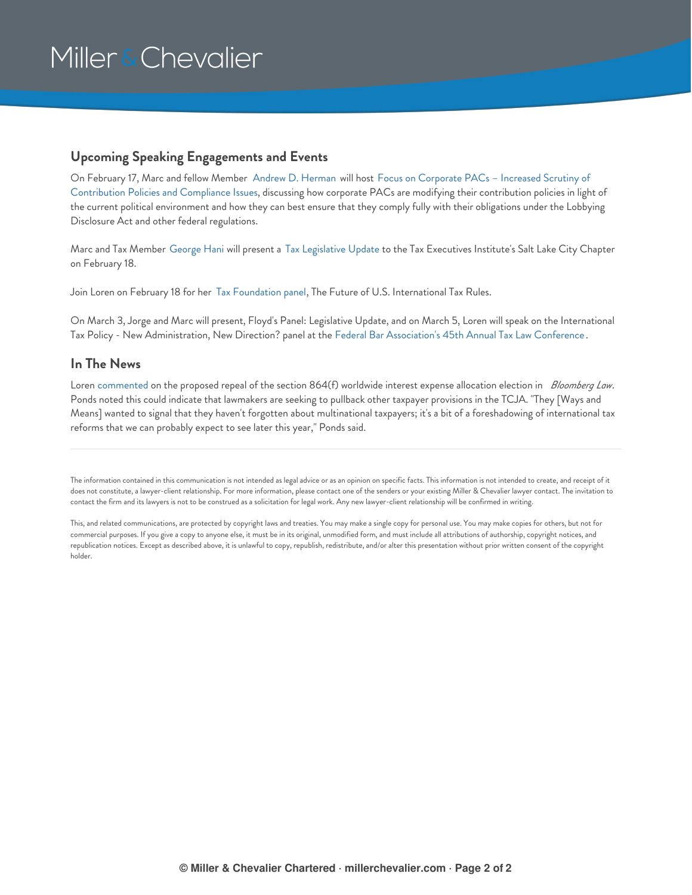## Upcoming Speaking Engagements and Events

On February 17, Marc and fellow Member Andrew D. Herman will host Focus on Corporate PACs – Increased Scrutiny of Contribution Policies and Compliance Issues, discussing how corporate PACs are modifying their contribution policies in light of the current political environment and how they can best ensure that they comply fully with their obligations under the Lobbying Disclosure Act and other federal regulations.

Marc and Tax Member George Hani will present a Tax Legislative Update to the Tax Executives Institute's Salt Lake City Chapter on February 18.

Join Loren on February 18 for her Tax Foundation panel, The Future of U.S. International Tax Rules.

On March 3, Jorge and Marc will present, Floyd's Panel: Legislative Update, and on March 5, Loren will speak on the International Tax Policy - New Administration, New Direction? panel at the Federal Bar Association's 45th Annual Tax Law Conference.

## In The News

Loren commented on the proposed repeal of the section 864(f) worldwide interest expense allocation election in *Bloomberg Law*. Ponds noted this could indicate that lawmakers are seeking to pullback other taxpayer provisions in the TCJA. "They [Ways and Means] wanted to signal that they haven't forgotten about multinational taxpayers; it's a bit of a foreshadowing of international tax reforms that we can probably expect to see later this year," Ponds said.

---

The information contained in this communication is not intended as legal advice or as an opinion on specific facts. This information is not intended to create, and receipt of it does not constitute, a lawyer-client relationship. For more information, please contact one of the senders or your existing Miller & Chevalier lawyer contact. The invitation to contact the firm and its lawyers is not to be construed as a solicitation for legal work. Any new lawyer-client relationship will be confirmed in writing.

This, and related communications, are protected by copyright laws and treaties. You may make a single copy for personal use. You may make copies for others, but not for commercial purposes. If you give a copy to anyone else, it must be in its original, unmodified form, and must include all attributions of authorship, copyright notices, and republication notices. Except as described above, it is unlawful to copy, republish, redistribute, and/or alter this presentation without prior written consent of the copyright holder.